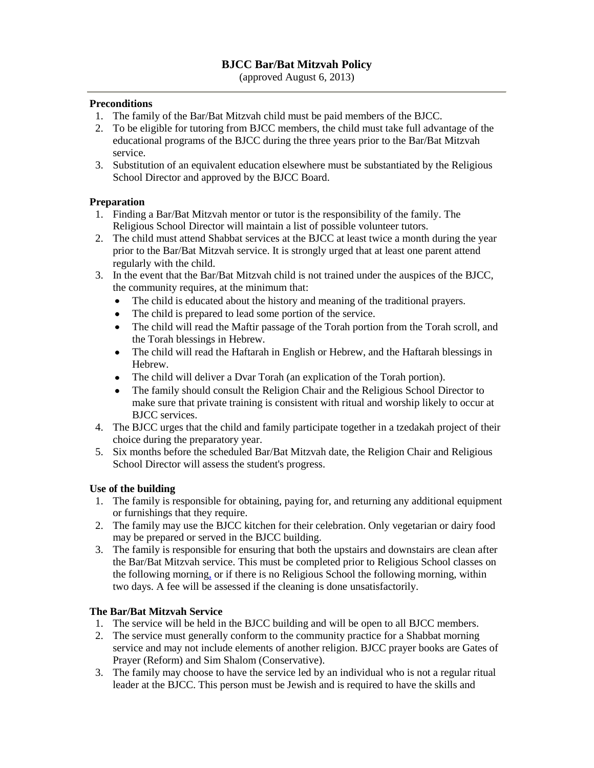# BJCC Bar/Bat Mitzvah Policy

(approved August 6, 2013)

---

**Preconditions**

1. The family of the Bar/Bat Mitzvah child must be paid members of the BJCC.
2. To be eligible for tutoring from BJCC members, the child must take full advantage of the educational programs of the BJCC during the three years prior to the Bar/Bat Mitzvah service.
3. Substitution of an equivalent education elsewhere must be substantiated by the Religious School Director and approved by the BJCC Board.

**Preparation**

1. Finding a Bar/Bat Mitzvah mentor or tutor is the responsibility of the family. The Religious School Director will maintain a list of possible volunteer tutors.
2. The child must attend Shabbat services at the BJCC at least twice a month during the year prior to the Bar/Bat Mitzvah service. It is strongly urged that at least one parent attend regularly with the child.
3. In the event that the Bar/Bat Mitzvah child is not trained under the auspices of the BJCC, the community requires, at the minimum that:
   - The child is educated about the history and meaning of the traditional prayers.
   - The child is prepared to lead some portion of the service.
   - The child will read the Maftir passage of the Torah portion from the Torah scroll, and the Torah blessings in Hebrew.
   - The child will read the Haftarah in English or Hebrew, and the Haftarah blessings in Hebrew.
   - The child will deliver a Dvar Torah (an explication of the Torah portion).
   - The family should consult the Religion Chair and the Religious School Director to make sure that private training is consistent with ritual and worship likely to occur at BJCC services.
4. The BJCC urges that the child and family participate together in a tzedakah project of their choice during the preparatory year.
5. Six months before the scheduled Bar/Bat Mitzvah date, the Religion Chair and Religious School Director will assess the student's progress.

**Use of the building**

1. The family is responsible for obtaining, paying for, and returning any additional equipment or furnishings that they require.
2. The family may use the BJCC kitchen for their celebration. Only vegetarian or dairy food may be prepared or served in the BJCC building.
3. The family is responsible for ensuring that both the upstairs and downstairs are clean after the Bar/Bat Mitzvah service. This must be completed prior to Religious School classes on the following morning, or if there is no Religious School the following morning, within two days. A fee will be assessed if the cleaning is done unsatisfactorily.

**The Bar/Bat Mitzvah Service**

1. The service will be held in the BJCC building and will be open to all BJCC members.
2. The service must generally conform to the community practice for a Shabbat morning service and may not include elements of another religion. BJCC prayer books are Gates of Prayer (Reform) and Sim Shalom (Conservative).
3. The family may choose to have the service led by an individual who is not a regular ritual leader at the BJCC. This person must be Jewish and is required to have the skills and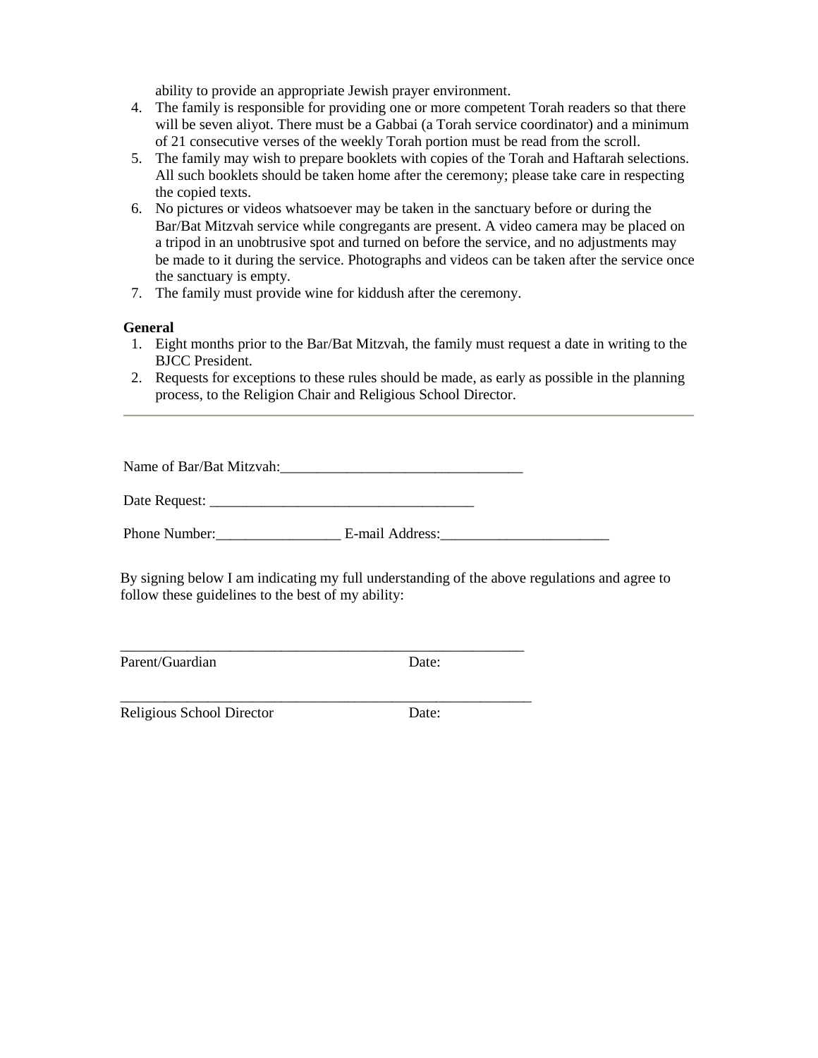ability to provide an appropriate Jewish prayer environment.

4. The family is responsible for providing one or more competent Torah readers so that there will be seven aliyot. There must be a Gabbai (a Torah service coordinator) and a minimum of 21 consecutive verses of the weekly Torah portion must be read from the scroll.
5. The family may wish to prepare booklets with copies of the Torah and Haftarah selections. All such booklets should be taken home after the ceremony; please take care in respecting the copied texts.
6. No pictures or videos whatsoever may be taken in the sanctuary before or during the Bar/Bat Mitzvah service while congregants are present. A video camera may be placed on a tripod in an unobtrusive spot and turned on before the service, and no adjustments may be made to it during the service. Photographs and videos can be taken after the service once the sanctuary is empty.
7. The family must provide wine for kiddush after the ceremony.

**General**

1. Eight months prior to the Bar/Bat Mitzvah, the family must request a date in writing to the BJCC President.
2. Requests for exceptions to these rules should be made, as early as possible in the planning process, to the Religion Chair and Religious School Director.

---

Name of Bar/Bat Mitzvah:_________________________________

Date Request: ____________________________________

Phone Number:_________________ E-mail Address:_______________________

By signing below I am indicating my full understanding of the above regulations and agree to follow these guidelines to the best of my ability:

_________________________________________________________

Parent/Guardian Date:

__________________________________________________________

Religious School Director Date: